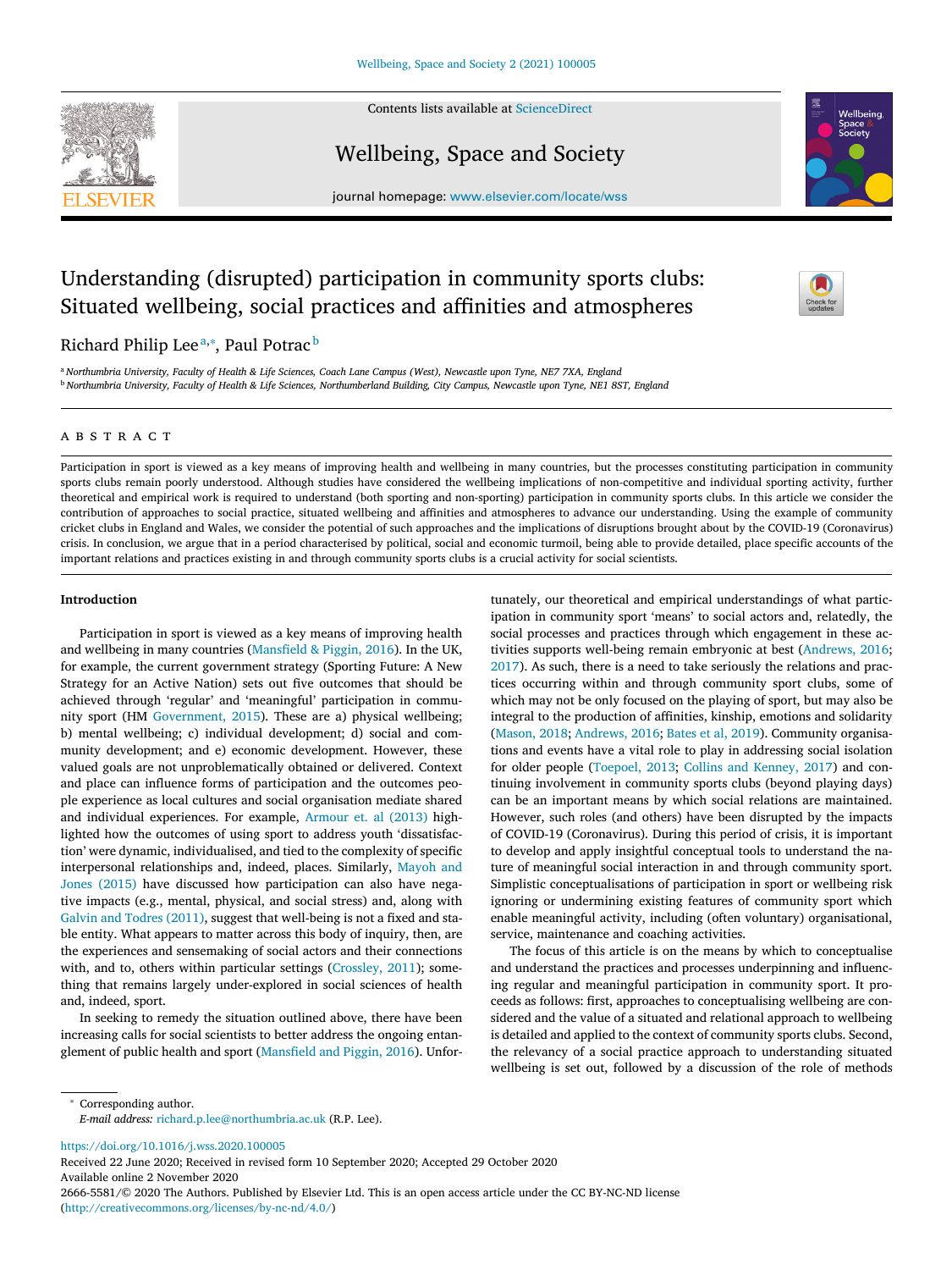# Understanding (disrupted) participation in community sports clubs: Situated wellbeing, social practices and affinities and atmospheres

Richard Philip Lee[a,*], Paul Potrac[b]

[a] Northumbria University, Faculty of Health & Life Sciences, Coach Lane Campus (West), Newcastle upon Tyne, NE7 7XA, England

[b] Northumbria University, Faculty of Health & Life Sciences, Northumberland Building, City Campus, Newcastle upon Tyne, NE1 8ST, England

## ABSTRACT

Participation in sport is viewed as a key means of improving health and wellbeing in many countries, but the processes constituting participation in community sports clubs remain poorly understood. Although studies have considered the wellbeing implications of non-competitive and individual sporting activity, further theoretical and empirical work is required to understand (both sporting and non-sporting) participation in community sports clubs. In this article we consider the contribution of approaches to social practice, situated wellbeing and affinities and atmospheres to advance our understanding. Using the example of community cricket clubs in England and Wales, we consider the potential of such approaches and the implications of disruptions brought about by the COVID-19 (Coronavirus) crisis. In conclusion, we argue that in a period characterised by political, social and economic turmoil, being able to provide detailed, place specific accounts of the important relations and practices existing in and through community sports clubs is a crucial activity for social scientists.

## Introduction

Participation in sport is viewed as a key means of improving health and wellbeing in many countries (Mansfield & Piggin, 2016). In the UK, for example, the current government strategy (Sporting Future: A New Strategy for an Active Nation) sets out five outcomes that should be achieved through 'regular' and 'meaningful' participation in community sport (HM Government, 2015). These are a) physical wellbeing; b) mental wellbeing; c) individual development; d) social and community development; and e) economic development. However, these valued goals are not unproblematically obtained or delivered. Context and place can influence forms of participation and the outcomes people experience as local cultures and social organisation mediate shared and individual experiences. For example, Armour et. al (2013) highlighted how the outcomes of using sport to address youth 'dissatisfaction' were dynamic, individualised, and tied to the complexity of specific interpersonal relationships and, indeed, places. Similarly, Mayoh and Jones (2015) have discussed how participation can also have negative impacts (e.g., mental, physical, and social stress) and, along with Galvin and Todres (2011), suggest that well-being is not a fixed and stable entity. What appears to matter across this body of inquiry, then, are the experiences and sensemaking of social actors and their connections with, and to, others within particular settings (Crossley, 2011); something that remains largely under-explored in social sciences of health and, indeed, sport.

In seeking to remedy the situation outlined above, there have been increasing calls for social scientists to better address the ongoing entanglement of public health and sport (Mansfield and Piggin, 2016). Unfortunately, our theoretical and empirical understandings of what participation in community sport 'means' to social actors and, relatedly, the social processes and practices through which engagement in these activities supports well-being remain embryonic at best (Andrews, 2016; 2017). As such, there is a need to take seriously the relations and practices occurring within and through community sport clubs, some of which may not be only focused on the playing of sport, but may also be integral to the production of affinities, kinship, emotions and solidarity (Mason, 2018; Andrews, 2016; Bates et al, 2019). Community organisations and events have a vital role to play in addressing social isolation for older people (Toepoel, 2013; Collins and Kenney, 2017) and continuing involvement in community sports clubs (beyond playing days) can be an important means by which social relations are maintained. However, such roles (and others) have been disrupted by the impacts of COVID-19 (Coronavirus). During this period of crisis, it is important to develop and apply insightful conceptual tools to understand the nature of meaningful social interaction in and through community sport. Simplistic conceptualisations of participation in sport or wellbeing risk ignoring or undermining existing features of community sport which enable meaningful activity, including (often voluntary) organisational, service, maintenance and coaching activities.

The focus of this article is on the means by which to conceptualise and understand the practices and processes underpinning and influencing regular and meaningful participation in community sport. It proceeds as follows: first, approaches to conceptualising wellbeing are considered and the value of a situated and relational approach to wellbeing is detailed and applied to the context of community sports clubs. Second, the relevancy of a social practice approach to understanding situated wellbeing is set out, followed by a discussion of the role of methods

\* Corresponding author.
*E-mail address:* richard.p.lee@northumbria.ac.uk (R.P. Lee).

https://doi.org/10.1016/j.wss.2020.100005

Received 22 June 2020; Received in revised form 10 September 2020; Accepted 29 October 2020

Available online 2 November 2020

2666-5581/© 2020 The Authors. Published by Elsevier Ltd. This is an open access article under the CC BY-NC-ND license (http://creativecommons.org/licenses/by-nc-nd/4.0/)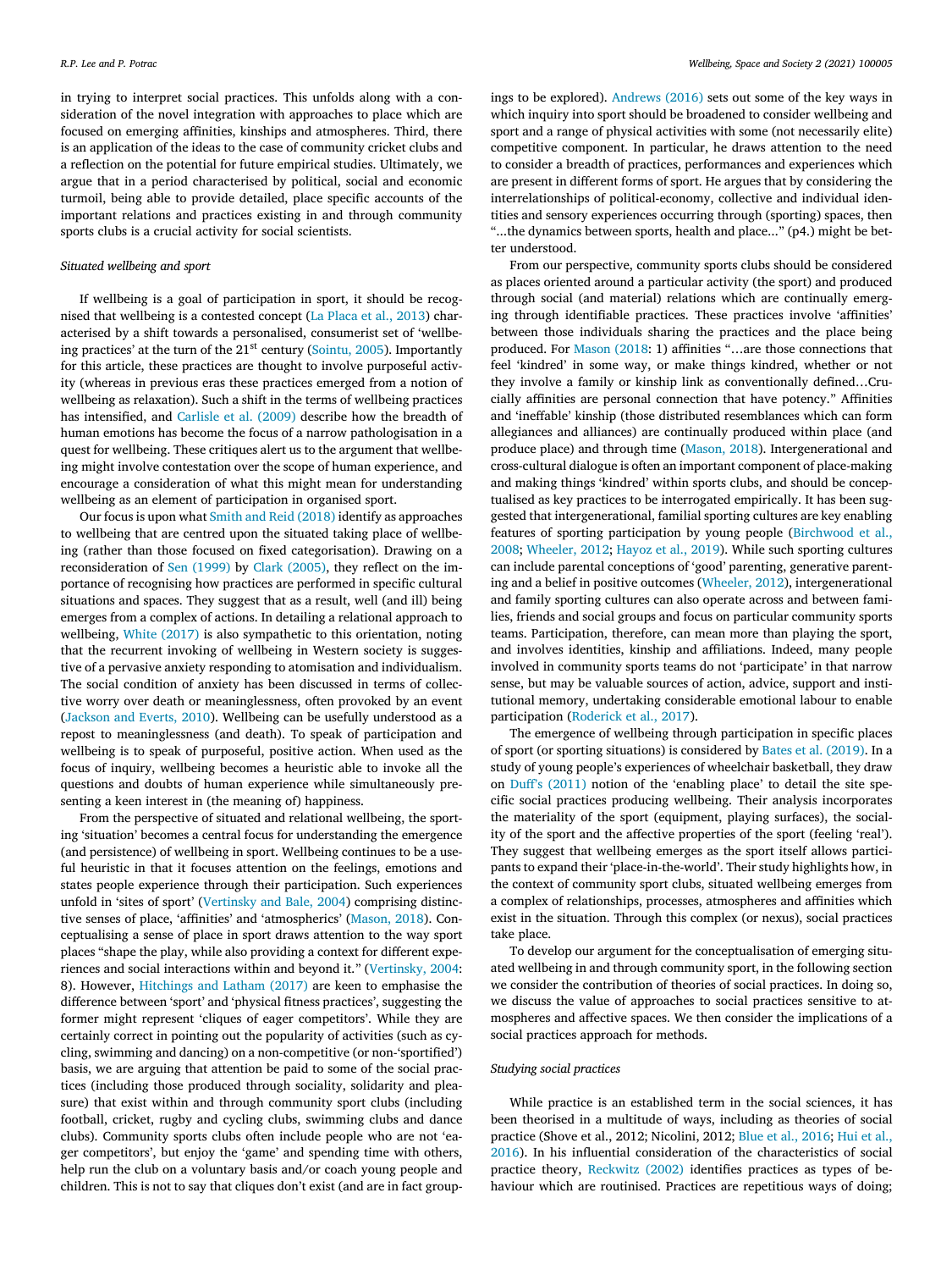in trying to interpret social practices. This unfolds along with a consideration of the novel integration with approaches to place which are focused on emerging affinities, kinships and atmospheres. Third, there is an application of the ideas to the case of community cricket clubs and a reflection on the potential for future empirical studies. Ultimately, we argue that in a period characterised by political, social and economic turmoil, being able to provide detailed, place specific accounts of the important relations and practices existing in and through community sports clubs is a crucial activity for social scientists.

### *Situated wellbeing and sport*

If wellbeing is a goal of participation in sport, it should be recognised that wellbeing is a contested concept (La Placa et al., 2013) characterised by a shift towards a personalised, consumerist set of 'wellbeing practices' at the turn of the 21st century (Sointu, 2005). Importantly for this article, these practices are thought to involve purposeful activity (whereas in previous eras these practices emerged from a notion of wellbeing as relaxation). Such a shift in the terms of wellbeing practices has intensified, and Carlisle et al. (2009) describe how the breadth of human emotions has become the focus of a narrow pathologisation in a quest for wellbeing. These critiques alert us to the argument that wellbeing might involve contestation over the scope of human experience, and encourage a consideration of what this might mean for understanding wellbeing as an element of participation in organised sport.

Our focus is upon what Smith and Reid (2018) identify as approaches to wellbeing that are centred upon the situated taking place of wellbeing (rather than those focused on fixed categorisation). Drawing on a reconsideration of Sen (1999) by Clark (2005), they reflect on the importance of recognising how practices are performed in specific cultural situations and spaces. They suggest that as a result, well (and ill) being emerges from a complex of actions. In detailing a relational approach to wellbeing, White (2017) is also sympathetic to this orientation, noting that the recurrent invoking of wellbeing in Western society is suggestive of a pervasive anxiety responding to atomisation and individualism. The social condition of anxiety has been discussed in terms of collective worry over death or meaninglessness, often provoked by an event (Jackson and Everts, 2010). Wellbeing can be usefully understood as a repost to meaninglessness (and death). To speak of participation and wellbeing is to speak of purposeful, positive action. When used as the focus of inquiry, wellbeing becomes a heuristic able to invoke all the questions and doubts of human experience while simultaneously presenting a keen interest in (the meaning of) happiness.

From the perspective of situated and relational wellbeing, the sporting 'situation' becomes a central focus for understanding the emergence (and persistence) of wellbeing in sport. Wellbeing continues to be a useful heuristic in that it focuses attention on the feelings, emotions and states people experience through their participation. Such experiences unfold in 'sites of sport' (Vertinsky and Bale, 2004) comprising distinctive senses of place, 'affinities' and 'atmospherics' (Mason, 2018). Conceptualising a sense of place in sport draws attention to the way sport places "shape the play, while also providing a context for different experiences and social interactions within and beyond it." (Vertinsky, 2004: 8). However, Hitchings and Latham (2017) are keen to emphasise the difference between 'sport' and 'physical fitness practices', suggesting the former might represent 'cliques of eager competitors'. While they are certainly correct in pointing out the popularity of activities (such as cycling, swimming and dancing) on a non-competitive (or non-'sportified') basis, we are arguing that attention be paid to some of the social practices (including those produced through sociality, solidarity and pleasure) that exist within and through community sport clubs (including football, cricket, rugby and cycling clubs, swimming clubs and dance clubs). Community sports clubs often include people who are not 'eager competitors', but enjoy the 'game' and spending time with others, help run the club on a voluntary basis and/or coach young people and children. This is not to say that cliques don't exist (and are in fact groupings to be explored). Andrews (2016) sets out some of the key ways in which inquiry into sport should be broadened to consider wellbeing and sport and a range of physical activities with some (not necessarily elite) competitive component. In particular, he draws attention to the need to consider a breadth of practices, performances and experiences which are present in different forms of sport. He argues that by considering the interrelationships of political-economy, collective and individual identities and sensory experiences occurring through (sporting) spaces, then "…the dynamics between sports, health and place…" (p4.) might be better understood.

From our perspective, community sports clubs should be considered as places oriented around a particular activity (the sport) and produced through social (and material) relations which are continually emerging through identifiable practices. These practices involve 'affinities' between those individuals sharing the practices and the place being produced. For Mason (2018: 1) affinities "…are those connections that feel 'kindred' in some way, or make things kindred, whether or not they involve a family or kinship link as conventionally defined…Crucially affinities are personal connection that have potency." Affinities and 'ineffable' kinship (those distributed resemblances which can form allegiances and alliances) are continually produced within place (and produce place) and through time (Mason, 2018). Intergenerational and cross-cultural dialogue is often an important component of place-making and making things 'kindred' within sports clubs, and should be conceptualised as key practices to be interrogated empirically. It has been suggested that intergenerational, familial sporting cultures are key enabling features of sporting participation by young people (Birchwood et al., 2008; Wheeler, 2012; Hayoz et al., 2019). While such sporting cultures can include parental conceptions of 'good' parenting, generative parenting and a belief in positive outcomes (Wheeler, 2012), intergenerational and family sporting cultures can also operate across and between families, friends and social groups and focus on particular community sports teams. Participation, therefore, can mean more than playing the sport, and involves identities, kinship and affiliations. Indeed, many people involved in community sports teams do not 'participate' in that narrow sense, but may be valuable sources of action, advice, support and institutional memory, undertaking considerable emotional labour to enable participation (Roderick et al., 2017).

The emergence of wellbeing through participation in specific places of sport (or sporting situations) is considered by Bates et al. (2019). In a study of young people's experiences of wheelchair basketball, they draw on Duff's (2011) notion of the 'enabling place' to detail the site specific social practices producing wellbeing. Their analysis incorporates the materiality of the sport (equipment, playing surfaces), the sociality of the sport and the affective properties of the sport (feeling 'real'). They suggest that wellbeing emerges as the sport itself allows participants to expand their 'place-in-the-world'. Their study highlights how, in the context of community sport clubs, situated wellbeing emerges from a complex of relationships, processes, atmospheres and affinities which exist in the situation. Through this complex (or nexus), social practices take place.

To develop our argument for the conceptualisation of emerging situated wellbeing in and through community sport, in the following section we consider the contribution of theories of social practices. In doing so, we discuss the value of approaches to social practices sensitive to atmospheres and affective spaces. We then consider the implications of a social practices approach for methods.

### *Studying social practices*

While practice is an established term in the social sciences, it has been theorised in a multitude of ways, including as theories of social practice (Shove et al., 2012; Nicolini, 2012; Blue et al., 2016; Hui et al., 2016). In his influential consideration of the characteristics of social practice theory, Reckwitz (2002) identifies practices as types of behaviour which are routinised. Practices are repetitious ways of doing;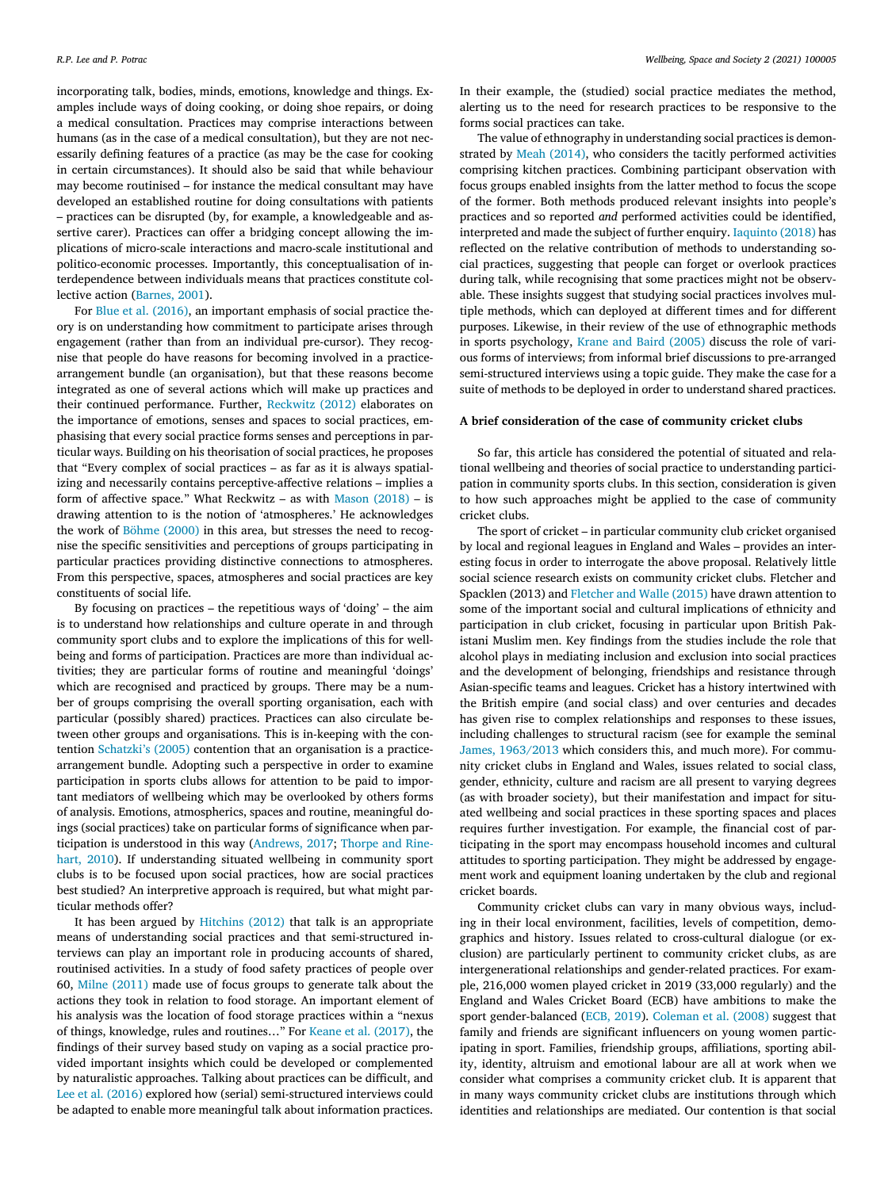incorporating talk, bodies, minds, emotions, knowledge and things. Examples include ways of doing cooking, or doing shoe repairs, or doing a medical consultation. Practices may comprise interactions between humans (as in the case of a medical consultation), but they are not necessarily defining features of a practice (as may be the case for cooking in certain circumstances). It should also be said that while behaviour may become routinised – for instance the medical consultant may have developed an established routine for doing consultations with patients – practices can be disrupted (by, for example, a knowledgeable and assertive carer). Practices can offer a bridging concept allowing the implications of micro-scale interactions and macro-scale institutional and politico-economic processes. Importantly, this conceptualisation of interdependence between individuals means that practices constitute collective action (Barnes, 2001).

For Blue et al. (2016), an important emphasis of social practice theory is on understanding how commitment to participate arises through engagement (rather than from an individual pre-cursor). They recognise that people do have reasons for becoming involved in a practice-arrangement bundle (an organisation), but that these reasons become integrated as one of several actions which will make up practices and their continued performance. Further, Reckwitz (2012) elaborates on the importance of emotions, senses and spaces to social practices, emphasising that every social practice forms senses and perceptions in particular ways. Building on his theorisation of social practices, he proposes that "Every complex of social practices – as far as it is always spatializing and necessarily contains perceptive-affective relations – implies a form of affective space." What Reckwitz – as with Mason (2018) – is drawing attention to is the notion of 'atmospheres.' He acknowledges the work of Böhme (2000) in this area, but stresses the need to recognise the specific sensitivities and perceptions of groups participating in particular practices providing distinctive connections to atmospheres. From this perspective, spaces, atmospheres and social practices are key constituents of social life.

By focusing on practices – the repetitious ways of 'doing' – the aim is to understand how relationships and culture operate in and through community sport clubs and to explore the implications of this for wellbeing and forms of participation. Practices are more than individual activities; they are particular forms of routine and meaningful 'doings' which are recognised and practiced by groups. There may be a number of groups comprising the overall sporting organisation, each with particular (possibly shared) practices. Practices can also circulate between other groups and organisations. This is in-keeping with the contention Schatzki's (2005) contention that an organisation is a practice-arrangement bundle. Adopting such a perspective in order to examine participation in sports clubs allows for attention to be paid to important mediators of wellbeing which may be overlooked by others forms of analysis. Emotions, atmospherics, spaces and routine, meaningful doings (social practices) take on particular forms of significance when participation is understood in this way (Andrews, 2017; Thorpe and Rinehart, 2010). If understanding situated wellbeing in community sport clubs is to be focused upon social practices, how are social practices best studied? An interpretive approach is required, but what might particular methods offer?

It has been argued by Hitchins (2012) that talk is an appropriate means of understanding social practices and that semi-structured interviews can play an important role in producing accounts of shared, routinised activities. In a study of food safety practices of people over 60, Milne (2011) made use of focus groups to generate talk about the actions they took in relation to food storage. An important element of his analysis was the location of food storage practices within a "nexus of things, knowledge, rules and routines…" For Keane et al. (2017), the findings of their survey based study on vaping as a social practice provided important insights which could be developed or complemented by naturalistic approaches. Talking about practices can be difficult, and Lee et al. (2016) explored how (serial) semi-structured interviews could be adapted to enable more meaningful talk about information practices. In their example, the (studied) social practice mediates the method, alerting us to the need for research practices to be responsive to the forms social practices can take.

The value of ethnography in understanding social practices is demonstrated by Meah (2014), who considers the tacitly performed activities comprising kitchen practices. Combining participant observation with focus groups enabled insights from the latter method to focus the scope of the former. Both methods produced relevant insights into people's practices and so reported *and* performed activities could be identified, interpreted and made the subject of further enquiry. Iaquinto (2018) has reflected on the relative contribution of methods to understanding social practices, suggesting that people can forget or overlook practices during talk, while recognising that some practices might not be observable. These insights suggest that studying social practices involves multiple methods, which can deployed at different times and for different purposes. Likewise, in their review of the use of ethnographic methods in sports psychology, Krane and Baird (2005) discuss the role of various forms of interviews; from informal brief discussions to pre-arranged semi-structured interviews using a topic guide. They make the case for a suite of methods to be deployed in order to understand shared practices.

## A brief consideration of the case of community cricket clubs

So far, this article has considered the potential of situated and relational wellbeing and theories of social practice to understanding participation in community sports clubs. In this section, consideration is given to how such approaches might be applied to the case of community cricket clubs.

The sport of cricket – in particular community club cricket organised by local and regional leagues in England and Wales – provides an interesting focus in order to interrogate the above proposal. Relatively little social science research exists on community cricket clubs. Fletcher and Spacklen (2013) and Fletcher and Walle (2015) have drawn attention to some of the important social and cultural implications of ethnicity and participation in club cricket, focusing in particular upon British Pakistani Muslim men. Key findings from the studies include the role that alcohol plays in mediating inclusion and exclusion into social practices and the development of belonging, friendships and resistance through Asian-specific teams and leagues. Cricket has a history intertwined with the British empire (and social class) and over centuries and decades has given rise to complex relationships and responses to these issues, including challenges to structural racism (see for example the seminal James, 1963/2013 which considers this, and much more). For community cricket clubs in England and Wales, issues related to social class, gender, ethnicity, culture and racism are all present to varying degrees (as with broader society), but their manifestation and impact for situated wellbeing and social practices in these sporting spaces and places requires further investigation. For example, the financial cost of participating in the sport may encompass household incomes and cultural attitudes to sporting participation. They might be addressed by engagement work and equipment loaning undertaken by the club and regional cricket boards.

Community cricket clubs can vary in many obvious ways, including in their local environment, facilities, levels of competition, demographics and history. Issues related to cross-cultural dialogue (or exclusion) are particularly pertinent to community cricket clubs, as are intergenerational relationships and gender-related practices. For example, 216,000 women played cricket in 2019 (33,000 regularly) and the England and Wales Cricket Board (ECB) have ambitions to make the sport gender-balanced (ECB, 2019). Coleman et al. (2008) suggest that family and friends are significant influencers on young women participating in sport. Families, friendship groups, affiliations, sporting ability, identity, altruism and emotional labour are all at work when we consider what comprises a community cricket club. It is apparent that in many ways community cricket clubs are institutions through which identities and relationships are mediated. Our contention is that social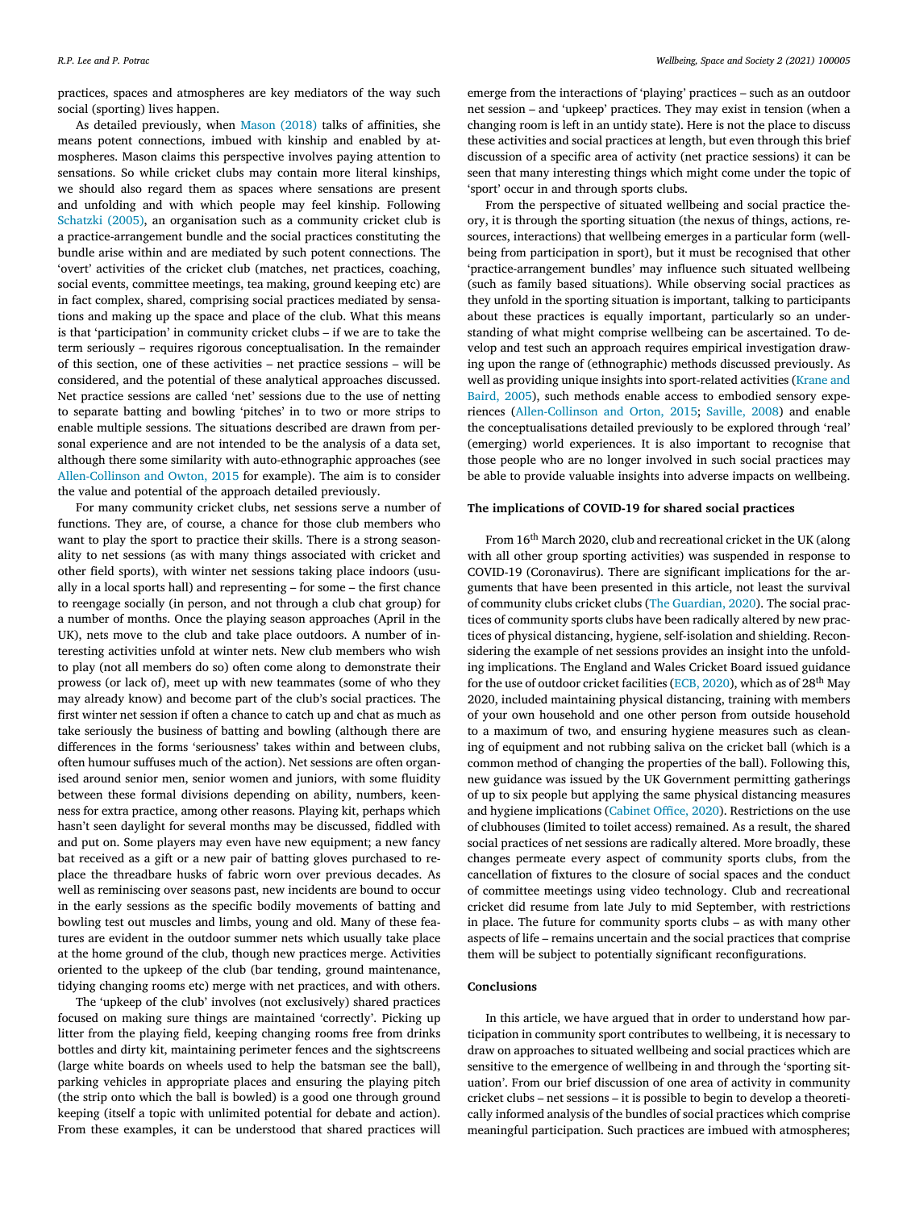practices, spaces and atmospheres are key mediators of the way such social (sporting) lives happen.

As detailed previously, when Mason (2018) talks of affinities, she means potent connections, imbued with kinship and enabled by atmospheres. Mason claims this perspective involves paying attention to sensations. So while cricket clubs may contain more literal kinships, we should also regard them as spaces where sensations are present and unfolding and with which people may feel kinship. Following Schatzki (2005), an organisation such as a community cricket club is a practice-arrangement bundle and the social practices constituting the bundle arise within and are mediated by such potent connections. The 'overt' activities of the cricket club (matches, net practices, coaching, social events, committee meetings, tea making, ground keeping etc) are in fact complex, shared, comprising social practices mediated by sensations and making up the space and place of the club. What this means is that 'participation' in community cricket clubs – if we are to take the term seriously – requires rigorous conceptualisation. In the remainder of this section, one of these activities – net practice sessions – will be considered, and the potential of these analytical approaches discussed. Net practice sessions are called 'net' sessions due to the use of netting to separate batting and bowling 'pitches' in to two or more strips to enable multiple sessions. The situations described are drawn from personal experience and are not intended to be the analysis of a data set, although there some similarity with auto-ethnographic approaches (see Allen-Collinson and Owton, 2015 for example). The aim is to consider the value and potential of the approach detailed previously.

For many community cricket clubs, net sessions serve a number of functions. They are, of course, a chance for those club members who want to play the sport to practice their skills. There is a strong seasonality to net sessions (as with many things associated with cricket and other field sports), with winter net sessions taking place indoors (usually in a local sports hall) and representing – for some – the first chance to reengage socially (in person, and not through a club chat group) for a number of months. Once the playing season approaches (April in the UK), nets move to the club and take place outdoors. A number of interesting activities unfold at winter nets. New club members who wish to play (not all members do so) often come along to demonstrate their prowess (or lack of), meet up with new teammates (some of who they may already know) and become part of the club's social practices. The first winter net session if often a chance to catch up and chat as much as take seriously the business of batting and bowling (although there are differences in the forms 'seriousness' takes within and between clubs, often humour suffuses much of the action). Net sessions are often organised around senior men, senior women and juniors, with some fluidity between these formal divisions depending on ability, numbers, keenness for extra practice, among other reasons. Playing kit, perhaps which hasn't seen daylight for several months may be discussed, fiddled with and put on. Some players may even have new equipment; a new fancy bat received as a gift or a new pair of batting gloves purchased to replace the threadbare husks of fabric worn over previous decades. As well as reminiscing over seasons past, new incidents are bound to occur in the early sessions as the specific bodily movements of batting and bowling test out muscles and limbs, young and old. Many of these features are evident in the outdoor summer nets which usually take place at the home ground of the club, though new practices merge. Activities oriented to the upkeep of the club (bar tending, ground maintenance, tidying changing rooms etc) merge with net practices, and with others.

The 'upkeep of the club' involves (not exclusively) shared practices focused on making sure things are maintained 'correctly'. Picking up litter from the playing field, keeping changing rooms free from drinks bottles and dirty kit, maintaining perimeter fences and the sightscreens (large white boards on wheels used to help the batsman see the ball), parking vehicles in appropriate places and ensuring the playing pitch (the strip onto which the ball is bowled) is a good one through ground keeping (itself a topic with unlimited potential for debate and action). From these examples, it can be understood that shared practices will emerge from the interactions of 'playing' practices – such as an outdoor net session – and 'upkeep' practices. They may exist in tension (when a changing room is left in an untidy state). Here is not the place to discuss these activities and social practices at length, but even through this brief discussion of a specific area of activity (net practice sessions) it can be seen that many interesting things which might come under the topic of 'sport' occur in and through sports clubs.

From the perspective of situated wellbeing and social practice theory, it is through the sporting situation (the nexus of things, actions, resources, interactions) that wellbeing emerges in a particular form (wellbeing from participation in sport), but it must be recognised that other 'practice-arrangement bundles' may influence such situated wellbeing (such as family based situations). While observing social practices as they unfold in the sporting situation is important, talking to participants about these practices is equally important, particularly so an understanding of what might comprise wellbeing can be ascertained. To develop and test such an approach requires empirical investigation drawing upon the range of (ethnographic) methods discussed previously. As well as providing unique insights into sport-related activities (Krane and Baird, 2005), such methods enable access to embodied sensory experiences (Allen-Collinson and Orton, 2015; Saville, 2008) and enable the conceptualisations detailed previously to be explored through 'real' (emerging) world experiences. It is also important to recognise that those people who are no longer involved in such social practices may be able to provide valuable insights into adverse impacts on wellbeing.

## The implications of COVID-19 for shared social practices

From 16th March 2020, club and recreational cricket in the UK (along with all other group sporting activities) was suspended in response to COVID-19 (Coronavirus). There are significant implications for the arguments that have been presented in this article, not least the survival of community clubs cricket clubs (The Guardian, 2020). The social practices of community sports clubs have been radically altered by new practices of physical distancing, hygiene, self-isolation and shielding. Reconsidering the example of net sessions provides an insight into the unfolding implications. The England and Wales Cricket Board issued guidance for the use of outdoor cricket facilities (ECB, 2020), which as of 28th May 2020, included maintaining physical distancing, training with members of your own household and one other person from outside household to a maximum of two, and ensuring hygiene measures such as cleaning of equipment and not rubbing saliva on the cricket ball (which is a common method of changing the properties of the ball). Following this, new guidance was issued by the UK Government permitting gatherings of up to six people but applying the same physical distancing measures and hygiene implications (Cabinet Office, 2020). Restrictions on the use of clubhouses (limited to toilet access) remained. As a result, the shared social practices of net sessions are radically altered. More broadly, these changes permeate every aspect of community sports clubs, from the cancellation of fixtures to the closure of social spaces and the conduct of committee meetings using video technology. Club and recreational cricket did resume from late July to mid September, with restrictions in place. The future for community sports clubs – as with many other aspects of life – remains uncertain and the social practices that comprise them will be subject to potentially significant reconfigurations.

## Conclusions

In this article, we have argued that in order to understand how participation in community sport contributes to wellbeing, it is necessary to draw on approaches to situated wellbeing and social practices which are sensitive to the emergence of wellbeing in and through the 'sporting situation'. From our brief discussion of one area of activity in community cricket clubs – net sessions – it is possible to begin to develop a theoretically informed analysis of the bundles of social practices which comprise meaningful participation. Such practices are imbued with atmospheres;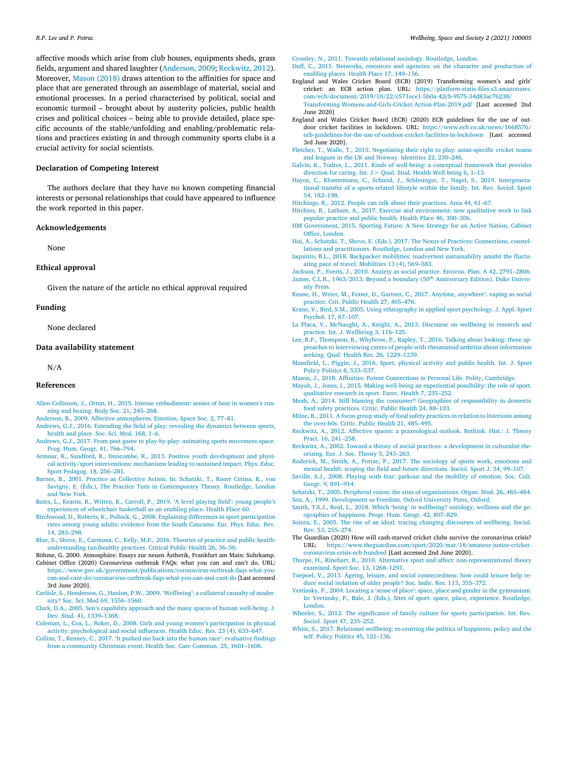affective moods which arise from club houses, equipments sheds, grass fields, argument and shared laughter (Anderson, 2009; Reckwitz, 2012). Moreover, Mason (2018) draws attention to the affinities for space and place that are generated through an assemblage of material, social and emotional processes. In a period characterised by political, social and economic turmoil – brought about by austerity policies, public health crises and political choices – being able to provide detailed, place specific accounts of the stable/unfolding and enabling/problematic relations and practices existing in and through community sports clubs is a crucial activity for social scientists.

## Declaration of Competing Interest

The authors declare that they have no known competing financial interests or personal relationships that could have appeared to influence the work reported in this paper.

## Acknowledgements

None

## Ethical approval

Given the nature of the article no ethical approval required

## Funding

None declared

## Data availability statement

N/A

## References

Allen-Collinson, J., Orton, H., 2015. Intense embodiment: senses of heat in women's running and boxing. Body Soc. 21, 245–268.

Anderson, B., 2009. Affective atmospheres. Emotion. Space Soc. 2, 77–81.

Andrews, G.J., 2016. Extending the field of play: revealing the dynamics between sports, health and place. Soc. Sci. Med. 168, 1–6.

Andrews, G.J., 2017. From post-game to play-by-play: animating sports movement-space. Prog. Hum. Geogr. 41, 766–794.

Armour, K., Sandford, R., Duncombe, R., 2013. Positive youth development and physical activity/sport interventions: mechanisms leading to sustained impact. Phys. Educ. Sport Pedagog. 18, 256–281.

Barnes, B., 2001. Practice as Collective Action. In: Schatzki, T., Knorr Cetina, K., von Savigny, E. (Eds.), The Practice Turn in Contemporary Theory. Routledge, London and New York.

Bates, L., Kearns, R., Witten, K., Carroll, P., 2019. 'A level playing field': young people's experiences of wheelchair basketball as an enabling place. Health Place 60.

Birchwood, D., Roberts, K., Pollock, G., 2008. Explaining differences in sport participation rates among young adults: evidence from the South Caucasus. Eur. Phys. Educ. Rev. 14, 283–298.

Blue, S., Shove, E., Carmona, C., Kelly, M.P., 2016. Theories of practice and public health: understanding (un)healthy practices. Critical Public Health 26, 36–50.

Böhme, G. 2000. Atmosphäre: Essays zur neuen Ästhetik, Frankfurt am Main: Suhrkamp.

Cabinet Office (2020) Coronavirus outbreak FAQs: what you can and can't do. URL: https://www.gov.uk/government/publications/coronavirus-outbreak-faqs-what-you-can-and-cant-do/coronavirus-outbreak-faqs-what-you-can-and-cant-do [Last accessed 3rd June 2020].

Carlisle, S., Henderson, G., Hanlon, P.W., 2009. 'Wellbeing': a collateral casualty of modernity? Soc. Sci. Med 69, 1556–1560.

Clark, D.A., 2005. Sen's capability approach and the many spaces of human well-being. J. Dev. Stud. 41, 1339–1368.

Coleman, L., Cox, L., Roker, D., 2008. Girls and young women's participation in physical activity: psychological and social influences. Health Educ. Res. 23 (4), 633–647.

Collins, T., Kenney, C., 2017. 'It pushed me back into the human race': evaluative findings from a community Christmas event. Health Soc. Care Commun. 25, 1601–1606.

Crossley, N., 2011. Towards relational sociology. Routledge, London.

Duff, C., 2011. Networks, resources and agencies: on the character and production of enabling places. Health Place 17, 149–156.

England and Wales Cricket Board (ECB) (2019) Transforming women's and girls' cricket: an ECB action plan. URL: https://platform-static-files.s3.amazonaws.com/ecb/document/2019/10/22/c571ece1-5b0a-42cb-9575-34d83ac76238/Transforming-Womens-and-Girls-Cricket-Action-Plan-2019.pdf [Last accessed 2nd June 2020]

England and Wales Cricket Board (ECB) (2020) ECB guidelines for the use of outdoor cricket facilities in lockdown. URL: https://www.ecb.co.uk/news/1668576/ecb-guidelines-for-the-use-of-outdoor-cricket-facilities-in-lockdown [Last accessed 3rd June 2020].

Fletcher, T., Walle, T., 2015. Negotiating their right to play: asian-specific cricket teams and leagues in the UK and Norway. Identities 22, 230–246.

Galvin, K., Todres, L., 2011. Kinds of well-being: a conceptual framework that provides direction for caring. Int. J> Qual. Stud. Health Well-being 6, 1–13.

Hayoz, C., Klostermann, C., Schmid, J., Schlesinger, T., Nagel, S., 2019. Intergenerational transfer of a sports-related lifestyle within the family. Int. Rev. Sociol. Sport 54, 182–198.

Hitchings, R., 2012. People can talk about their practices. Area 44, 61–67.

Hitchins, R., Latham, A., 2017. Exercise and environment: new qualitative work to link popular practice and public health. Health Place 46, 300–306.

HM Government, 2015. Sporting Future: A New Strategy for an Active Nation. Cabinet Office, London.

Hui, A., Schatzki, T., Shove, E. (Eds.), 2017. The Nexus of Practices: Connections, constellations and practitioners. Routledge, London and New York.

Iaquinto, B.L., 2018. Backpacker mobilities: inadvertent sustainability amidst the fluctuating pace of travel. Mobilities 13 (4), 569–583.

Jackson, P., Everts, J., 2010. Anxiety as social practice. Environ. Plan. A 42, 2791–2806.

James, C.L.R., 1963/2013. Beyond a boundary (50th Anniversary Edition). Duke University Press.

Keane, H., Weier, M., Fraser, D., Gartner, C., 2017. Anytime, anywhere': vaping as social practice. Crit. Public Health 27, 465–476.

Krane, V., Bird, S.M., 2005. Using ethnography in applied sport psychology. J. Appl. Sport Psychol. 17, 87–107.

La Placa, V., McNaught, A., Knight, A., 2013. Discourse on wellbeing in research and practice. Int. J. Wellbeing 3, 116–125.

Lee, R.P., Thompson, B., Whybrow, P., Rapley, T., 2016. Talking about looking: three approaches to interviewing carers of people with rheumatoid arthritis about information seeking. Qual. Health Res. 26, 1229–1239.

Mansfield, L., Piggin, J., 2016. Sport, physical activity and public health. Int. J. Sport Policy Politics 8, 533–537.

Mason, J., 2018. Affinities: Potent Connections in Personal Life. Polity, Cambridge.

Mayoh, J., Jones, I., 2015. Making well-being an experiential possibility: the role of sport. qualitative research in sport. Exerc. Health 7, 235–252.

Meah, A., 2014. Still blaming the consumer? Geographies of responsibility in domestic food safety practices. Critic. Public Health 24, 88–103.

Milne, R., 2011. A focus group study of food safety practices in relation to listeriosis among the over-60s. Critic. Public Health 21, 485–495.

Reckwitz, A., 2012. Affective spaces: a praxeological outlook. Rethink. Hist.: J. Theory Pract. 16, 241–258.

Reckwitz, A., 2002. Toward a theory of social practices: a development in culturalist theorizing. Eur. J. Soc. Theory 5, 243–263.

Roderick, M., Smith, A., Potrac, P., 2017. The sociology of sports work, emotions and mental health: scoping the field and future directions. Sociol. Sport J. 34, 99–107.

Saville, S.J., 2008. Playing with fear: parkour and the mobility of emotion. Soc. Cult. Geogr. 9, 891–914.

Schatzki, T., 2005. Peripheral vision: the sites of organisations. Organ. Stud. 26, 465–484.

Sen, A., 1999. Development as Freedom. Oxford University Press, Oxford.

Smith, T.S.J., Reid, L., 2018. Which 'being' in wellbeing? ontology, wellness and the geographies of happiness. Progr. Hum. Geogr. 42, 807–829.

Sointu, E., 2005. The rise of an ideal: tracing changing discourses of wellbeing. Sociol. Rev. 53, 255–274.

The Guardian (2020) How will cash-starved cricket clubs survive the coronavirus crisis? URL: https://www.theguardian.com/sport/2020/mar/18/amateur-junior-cricket-coronavirus-crisis-ecb-hundred [Last accessed 2nd June 2020].

Thorpe, H., Rinehart, R., 2010. Alternative sport and affect: non-representational theory examined. Sport Soc. 13, 1268–1291.

Toepoel, V., 2013. Ageing, leisure, and social connectedness: how could leisure help reduce social isolation of older people? Soc. Indic. Res. 113, 355–372.

Vertinsky, P., 2004. Locating a 'sense of place': space, place and gender in the gymnasium. In: Vertinsky, P., Bale, J. (Eds.), Sites of sport: space, place, experience. Routledge, London.

Wheeler, S., 2012. The significance of family culture for sports participation. Int. Rev. Sociol. Sport 47, 235–252.

White, S., 2017. Relational wellbeing: re-centring the politics of happiness, policy and the self. Policy Politics 45, 121–136.